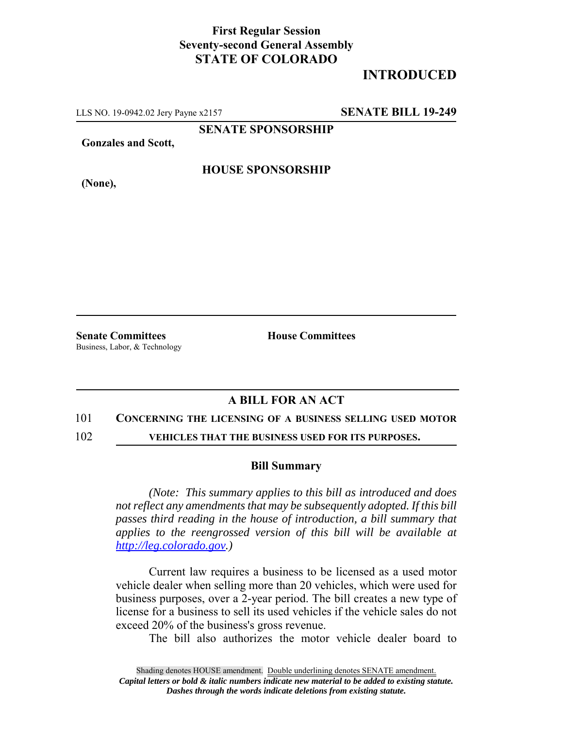**First Regular Session**
**Seventy-second General Assembly**
**STATE OF COLORADO**

**INTRODUCED**

LLS NO. 19-0942.02 Jery Payne x2157 **SENATE BILL 19-249**

**SENATE SPONSORSHIP**

**Gonzales and Scott,**

**HOUSE SPONSORSHIP**

**(None),**

**Senate Committees**
Business, Labor, & Technology

**House Committees**

## A BILL FOR AN ACT

101 **CONCERNING THE LICENSING OF A BUSINESS SELLING USED MOTOR**
102 **VEHICLES THAT THE BUSINESS USED FOR ITS PURPOSES.**

### Bill Summary

*(Note: This summary applies to this bill as introduced and does not reflect any amendments that may be subsequently adopted. If this bill passes third reading in the house of introduction, a bill summary that applies to the reengrossed version of this bill will be available at http://leg.colorado.gov.)*

Current law requires a business to be licensed as a used motor vehicle dealer when selling more than 20 vehicles, which were used for business purposes, over a 2-year period. The bill creates a new type of license for a business to sell its used vehicles if the vehicle sales do not exceed 20% of the business's gross revenue.

The bill also authorizes the motor vehicle dealer board to

Shading denotes HOUSE amendment. Double underlining denotes SENATE amendment.
*Capital letters or bold & italic numbers indicate new material to be added to existing statute.*
*Dashes through the words indicate deletions from existing statute.*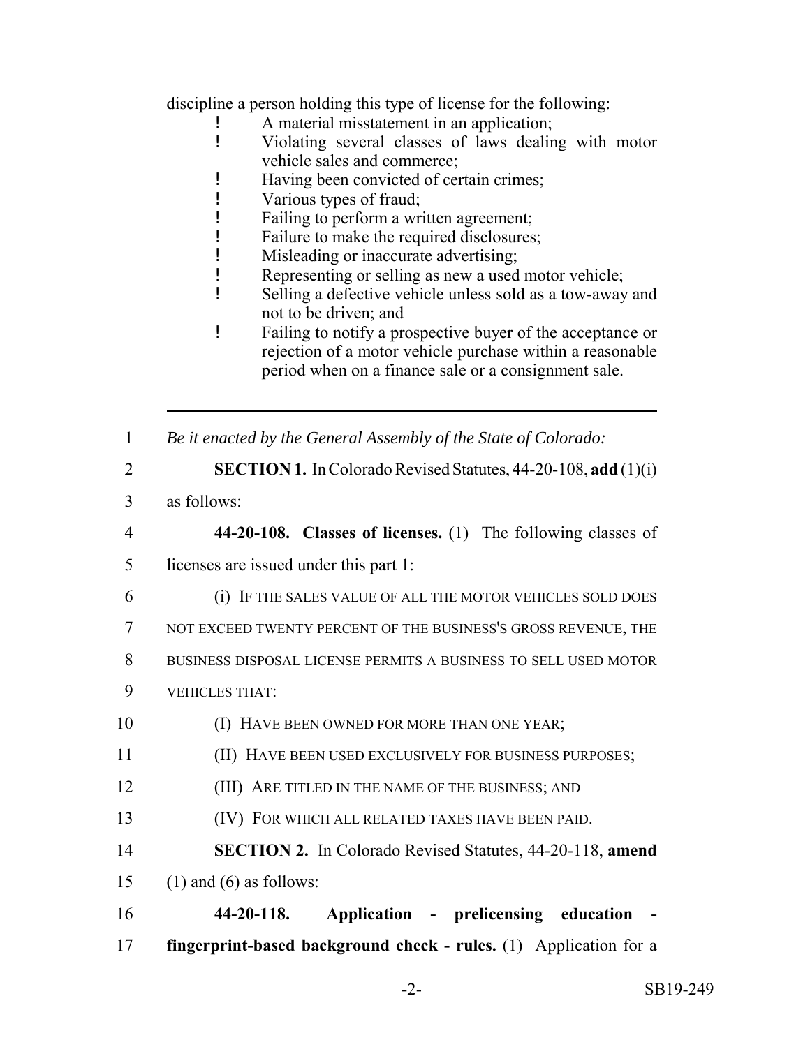discipline a person holding this type of license for the following:

- A material misstatement in an application;
- Violating several classes of laws dealing with motor vehicle sales and commerce;
- Having been convicted of certain crimes;
- Various types of fraud;
- Failing to perform a written agreement;
- Failure to make the required disclosures;
- Misleading or inaccurate advertising;
- Representing or selling as new a used motor vehicle;
- Selling a defective vehicle unless sold as a tow-away and not to be driven; and
- Failing to notify a prospective buyer of the acceptance or rejection of a motor vehicle purchase within a reasonable period when on a finance sale or a consignment sale.

---

1 *Be it enacted by the General Assembly of the State of Colorado:*

2 **SECTION 1.** In Colorado Revised Statutes, 44-20-108, **add** (1)(i)
3 as follows:

4 **44-20-108. Classes of licenses.** (1) The following classes of
5 licenses are issued under this part 1:

6 (i) IF THE SALES VALUE OF ALL THE MOTOR VEHICLES SOLD DOES
7 NOT EXCEED TWENTY PERCENT OF THE BUSINESS'S GROSS REVENUE, THE
8 BUSINESS DISPOSAL LICENSE PERMITS A BUSINESS TO SELL USED MOTOR
9 VEHICLES THAT:

10 (I) HAVE BEEN OWNED FOR MORE THAN ONE YEAR;

11 (II) HAVE BEEN USED EXCLUSIVELY FOR BUSINESS PURPOSES;

12 (III) ARE TITLED IN THE NAME OF THE BUSINESS; AND

13 (IV) FOR WHICH ALL RELATED TAXES HAVE BEEN PAID.

14 **SECTION 2.** In Colorado Revised Statutes, 44-20-118, **amend**
15 (1) and (6) as follows:

16 **44-20-118. Application - prelicensing education -**
17 **fingerprint-based background check - rules.** (1) Application for a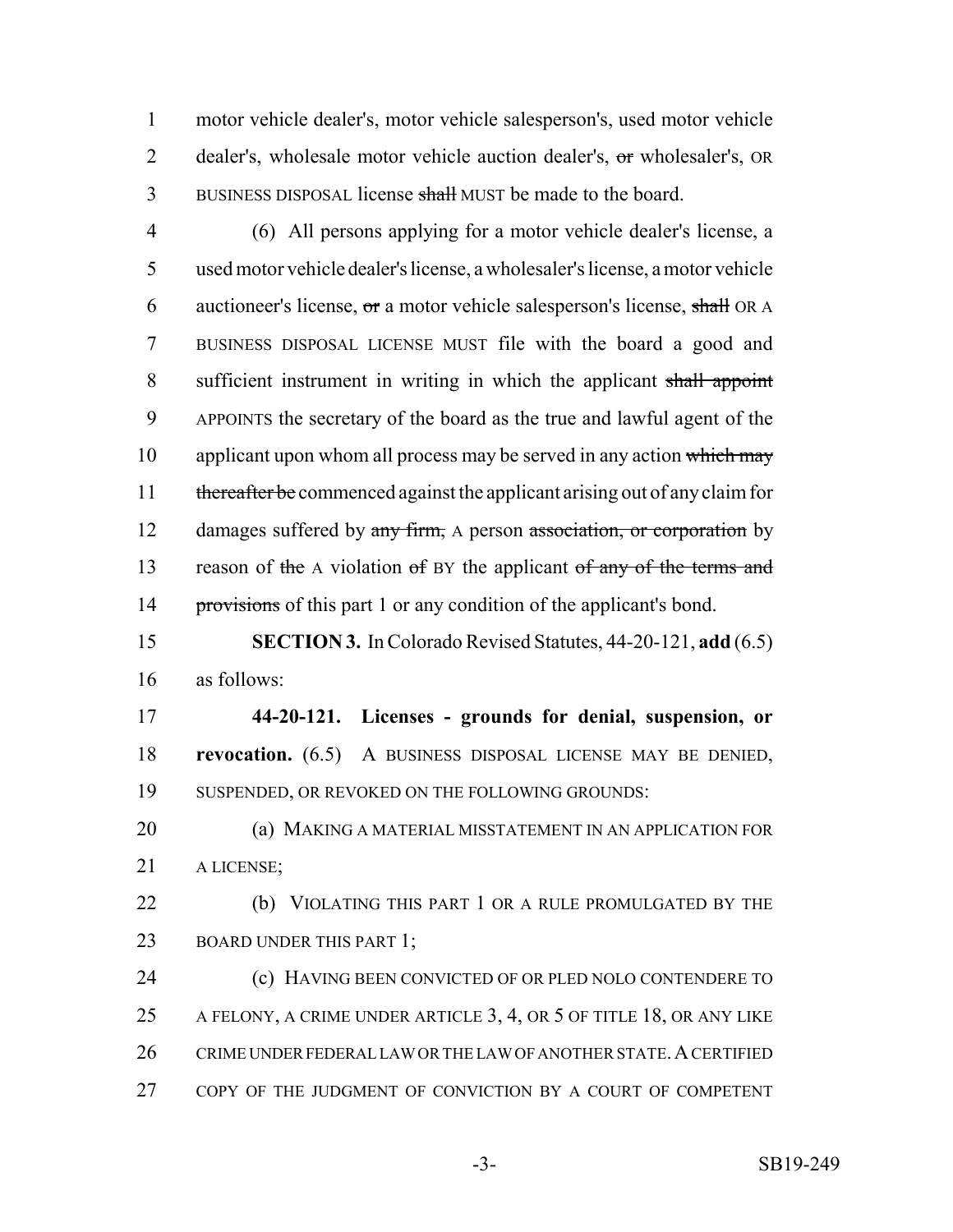motor vehicle dealer's, motor vehicle salesperson's, used motor vehicle dealer's, wholesale motor vehicle auction dealer's, ~~or~~ wholesaler's, OR BUSINESS DISPOSAL license ~~shall~~ MUST be made to the board.

(6) All persons applying for a motor vehicle dealer's license, a used motor vehicle dealer's license, a wholesaler's license, a motor vehicle auctioneer's license, ~~or~~ a motor vehicle salesperson's license, ~~shall~~ OR A BUSINESS DISPOSAL LICENSE MUST file with the board a good and sufficient instrument in writing in which the applicant ~~shall appoint~~ APPOINTS the secretary of the board as the true and lawful agent of the applicant upon whom all process may be served in any action ~~which may thereafter be~~ commenced against the applicant arising out of any claim for damages suffered by ~~any firm,~~ A person ~~association, or corporation~~ by reason of ~~the~~ A violation ~~of~~ BY the applicant ~~of any of the terms and provisions~~ of this part 1 or any condition of the applicant's bond.

**SECTION 3.** In Colorado Revised Statutes, 44-20-121, **add** (6.5) as follows:

**44-20-121. Licenses - grounds for denial, suspension, or revocation.** (6.5) A BUSINESS DISPOSAL LICENSE MAY BE DENIED, SUSPENDED, OR REVOKED ON THE FOLLOWING GROUNDS:

(a) MAKING A MATERIAL MISSTATEMENT IN AN APPLICATION FOR A LICENSE;

(b) VIOLATING THIS PART 1 OR A RULE PROMULGATED BY THE BOARD UNDER THIS PART 1;

(c) HAVING BEEN CONVICTED OF OR PLED NOLO CONTENDERE TO A FELONY, A CRIME UNDER ARTICLE 3, 4, OR 5 OF TITLE 18, OR ANY LIKE CRIME UNDER FEDERAL LAW OR THE LAW OF ANOTHER STATE. A CERTIFIED COPY OF THE JUDGMENT OF CONVICTION BY A COURT OF COMPETENT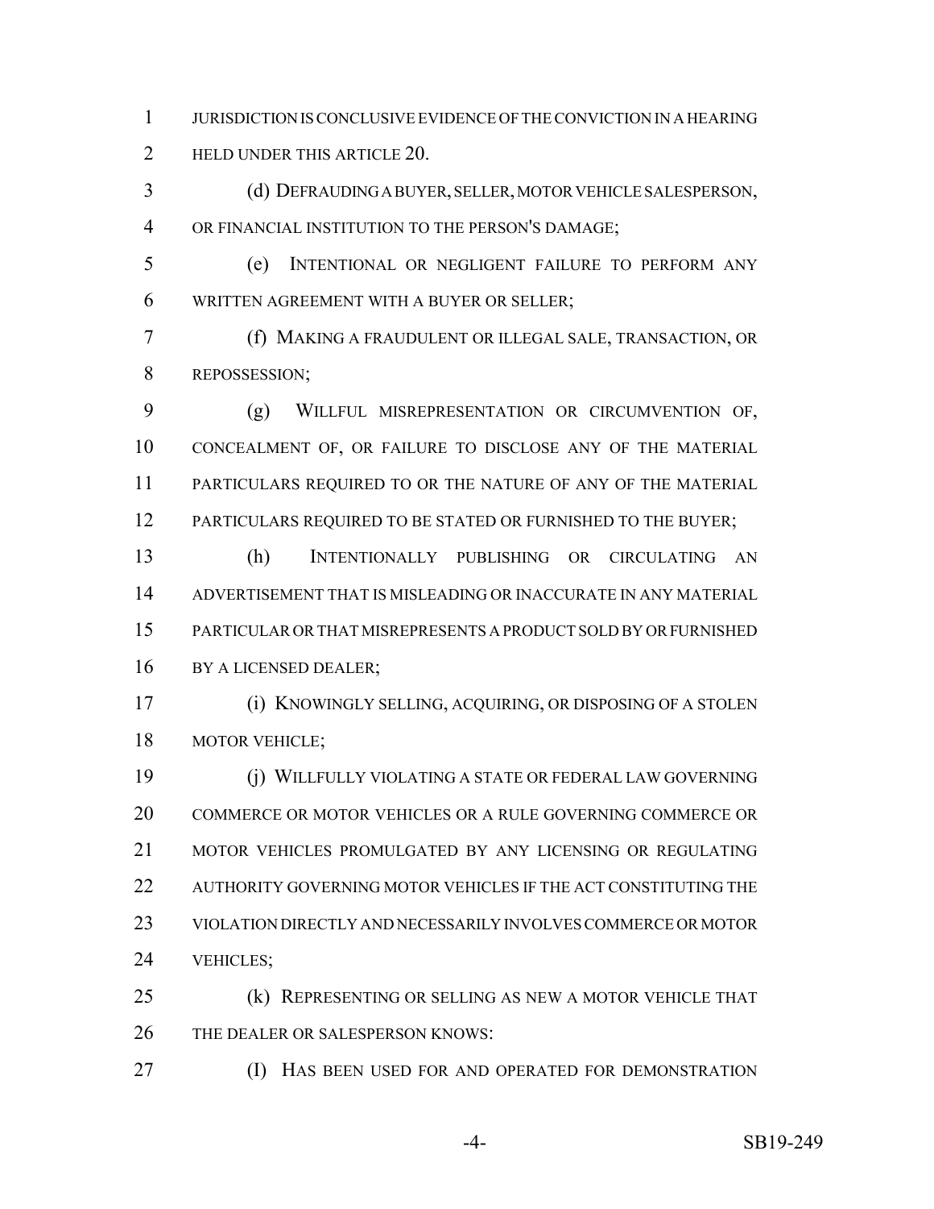JURISDICTION IS CONCLUSIVE EVIDENCE OF THE CONVICTION IN A HEARING HELD UNDER THIS ARTICLE 20.

(d) DEFRAUDING A BUYER, SELLER, MOTOR VEHICLE SALESPERSON, OR FINANCIAL INSTITUTION TO THE PERSON'S DAMAGE;

(e) INTENTIONAL OR NEGLIGENT FAILURE TO PERFORM ANY WRITTEN AGREEMENT WITH A BUYER OR SELLER;

(f) MAKING A FRAUDULENT OR ILLEGAL SALE, TRANSACTION, OR REPOSSESSION;

(g) WILLFUL MISREPRESENTATION OR CIRCUMVENTION OF, CONCEALMENT OF, OR FAILURE TO DISCLOSE ANY OF THE MATERIAL PARTICULARS REQUIRED TO OR THE NATURE OF ANY OF THE MATERIAL PARTICULARS REQUIRED TO BE STATED OR FURNISHED TO THE BUYER;

(h) INTENTIONALLY PUBLISHING OR CIRCULATING AN ADVERTISEMENT THAT IS MISLEADING OR INACCURATE IN ANY MATERIAL PARTICULAR OR THAT MISREPRESENTS A PRODUCT SOLD BY OR FURNISHED BY A LICENSED DEALER;

(i) KNOWINGLY SELLING, ACQUIRING, OR DISPOSING OF A STOLEN MOTOR VEHICLE;

(j) WILLFULLY VIOLATING A STATE OR FEDERAL LAW GOVERNING COMMERCE OR MOTOR VEHICLES OR A RULE GOVERNING COMMERCE OR MOTOR VEHICLES PROMULGATED BY ANY LICENSING OR REGULATING AUTHORITY GOVERNING MOTOR VEHICLES IF THE ACT CONSTITUTING THE VIOLATION DIRECTLY AND NECESSARILY INVOLVES COMMERCE OR MOTOR VEHICLES;

(k) REPRESENTING OR SELLING AS NEW A MOTOR VEHICLE THAT THE DEALER OR SALESPERSON KNOWS:

(I) HAS BEEN USED FOR AND OPERATED FOR DEMONSTRATION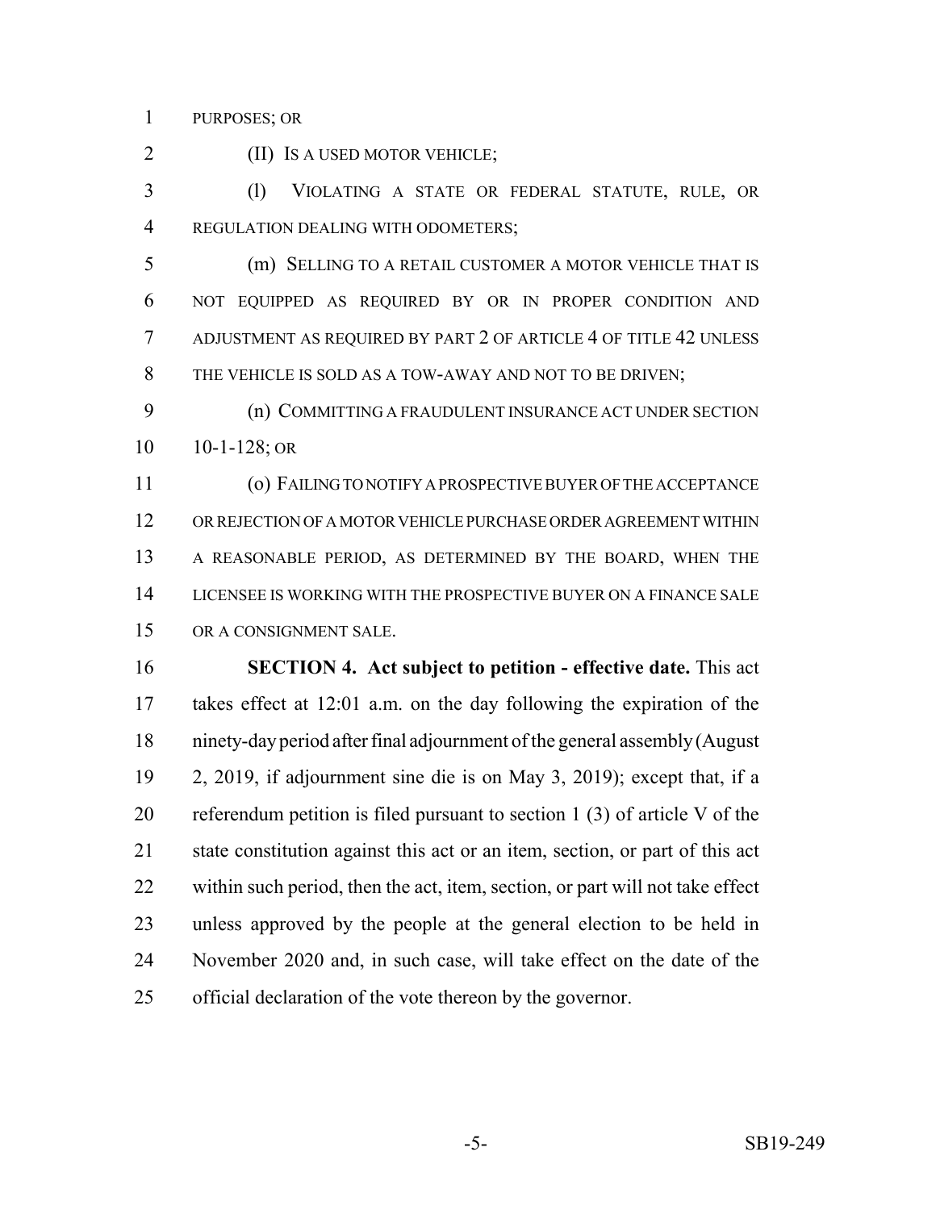PURPOSES; OR

(II) IS A USED MOTOR VEHICLE;

(l) VIOLATING A STATE OR FEDERAL STATUTE, RULE, OR REGULATION DEALING WITH ODOMETERS;

(m) SELLING TO A RETAIL CUSTOMER A MOTOR VEHICLE THAT IS NOT EQUIPPED AS REQUIRED BY OR IN PROPER CONDITION AND ADJUSTMENT AS REQUIRED BY PART 2 OF ARTICLE 4 OF TITLE 42 UNLESS THE VEHICLE IS SOLD AS A TOW-AWAY AND NOT TO BE DRIVEN;

(n) COMMITTING A FRAUDULENT INSURANCE ACT UNDER SECTION 10-1-128; OR

(o) FAILING TO NOTIFY A PROSPECTIVE BUYER OF THE ACCEPTANCE OR REJECTION OF A MOTOR VEHICLE PURCHASE ORDER AGREEMENT WITHIN A REASONABLE PERIOD, AS DETERMINED BY THE BOARD, WHEN THE LICENSEE IS WORKING WITH THE PROSPECTIVE BUYER ON A FINANCE SALE OR A CONSIGNMENT SALE.

**SECTION 4. Act subject to petition - effective date.** This act takes effect at 12:01 a.m. on the day following the expiration of the ninety-day period after final adjournment of the general assembly (August 2, 2019, if adjournment sine die is on May 3, 2019); except that, if a referendum petition is filed pursuant to section 1 (3) of article V of the state constitution against this act or an item, section, or part of this act within such period, then the act, item, section, or part will not take effect unless approved by the people at the general election to be held in November 2020 and, in such case, will take effect on the date of the official declaration of the vote thereon by the governor.